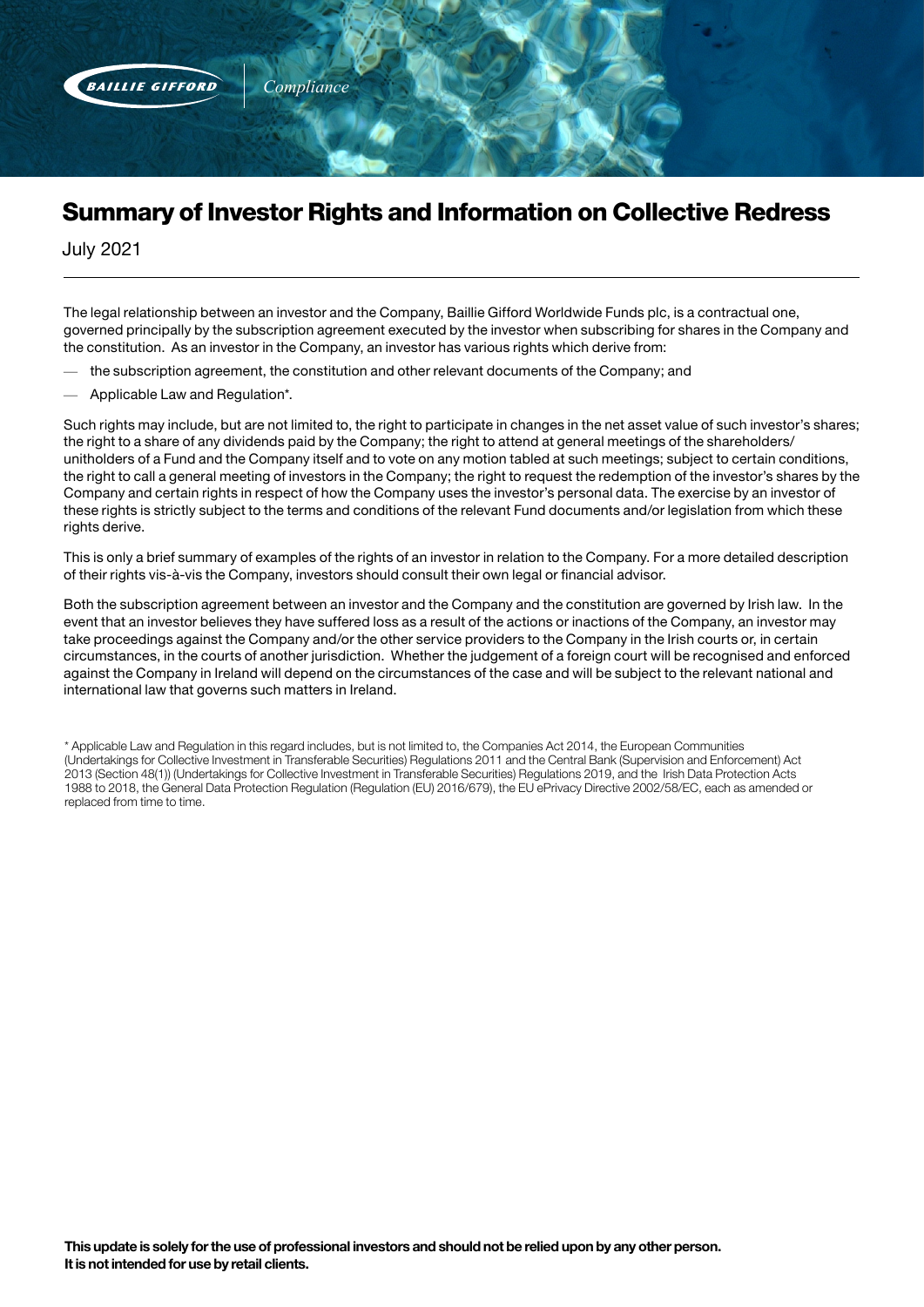Baillie Gifford Compliance

# Summary of Investor Rights and Information on Collective Redress

July 2021

The legal relationship between an investor and the Company, Baillie Gifford Worldwide Funds plc, is a contractual one, governed principally by the subscription agreement executed by the investor when subscribing for shares in the Company and the constitution. As an investor in the Company, an investor has various rights which derive from:

- the subscription agreement, the constitution and other relevant documents of the Company; and
- Applicable Law and Regulation*.

Such rights may include, but are not limited to, the right to participate in changes in the net asset value of such investor's shares; the right to a share of any dividends paid by the Company; the right to attend at general meetings of the shareholders/unitholders of a Fund and the Company itself and to vote on any motion tabled at such meetings; subject to certain conditions, the right to call a general meeting of investors in the Company; the right to request the redemption of the investor's shares by the Company and certain rights in respect of how the Company uses the investor's personal data. The exercise by an investor of these rights is strictly subject to the terms and conditions of the relevant Fund documents and/or legislation from which these rights derive.

This is only a brief summary of examples of the rights of an investor in relation to the Company. For a more detailed description of their rights vis-à-vis the Company, investors should consult their own legal or financial advisor.

Both the subscription agreement between an investor and the Company and the constitution are governed by Irish law. In the event that an investor believes they have suffered loss as a result of the actions or inactions of the Company, an investor may take proceedings against the Company and/or the other service providers to the Company in the Irish courts or, in certain circumstances, in the courts of another jurisdiction. Whether the judgement of a foreign court will be recognised and enforced against the Company in Ireland will depend on the circumstances of the case and will be subject to the relevant national and international law that governs such matters in Ireland.

\* Applicable Law and Regulation in this regard includes, but is not limited to, the Companies Act 2014, the European Communities (Undertakings for Collective Investment in Transferable Securities) Regulations 2011 and the Central Bank (Supervision and Enforcement) Act 2013 (Section 48(1)) (Undertakings for Collective Investment in Transferable Securities) Regulations 2019, and the Irish Data Protection Acts 1988 to 2018, the General Data Protection Regulation (Regulation (EU) 2016/679), the EU ePrivacy Directive 2002/58/EC, each as amended or replaced from time to time.

**This update is solely for the use of professional investors and should not be relied upon by any other person. It is not intended for use by retail clients.**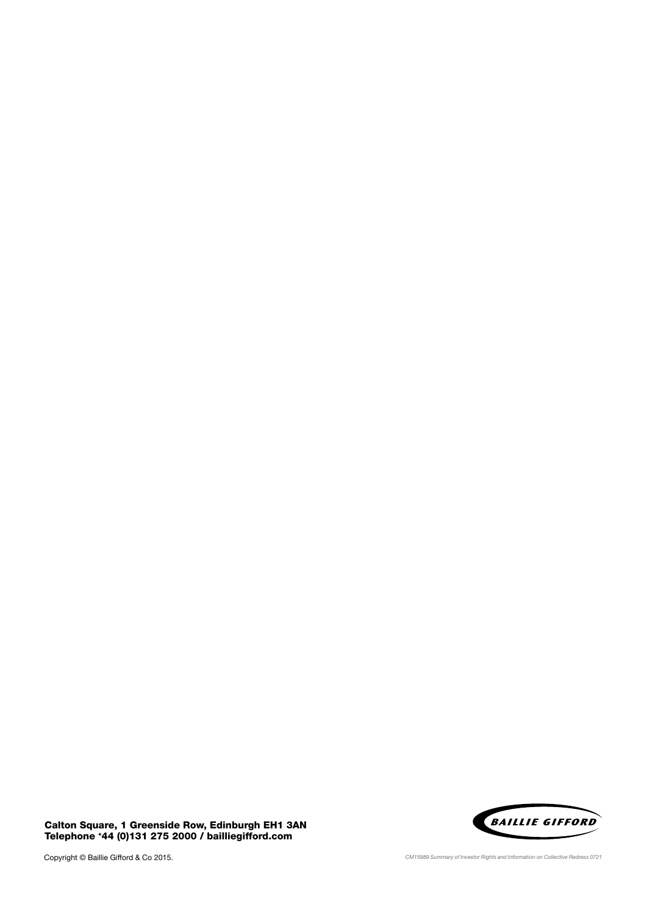**Calton Square, 1 Greenside Row, Edinburgh EH1 3AN**
**Telephone +44 (0)131 275 2000 / bailliegifford.com**

Copyright © Baillie Gifford & Co 2015.

*CM15989 Summary of Investor Rights and Information on Collective Redress 0721*